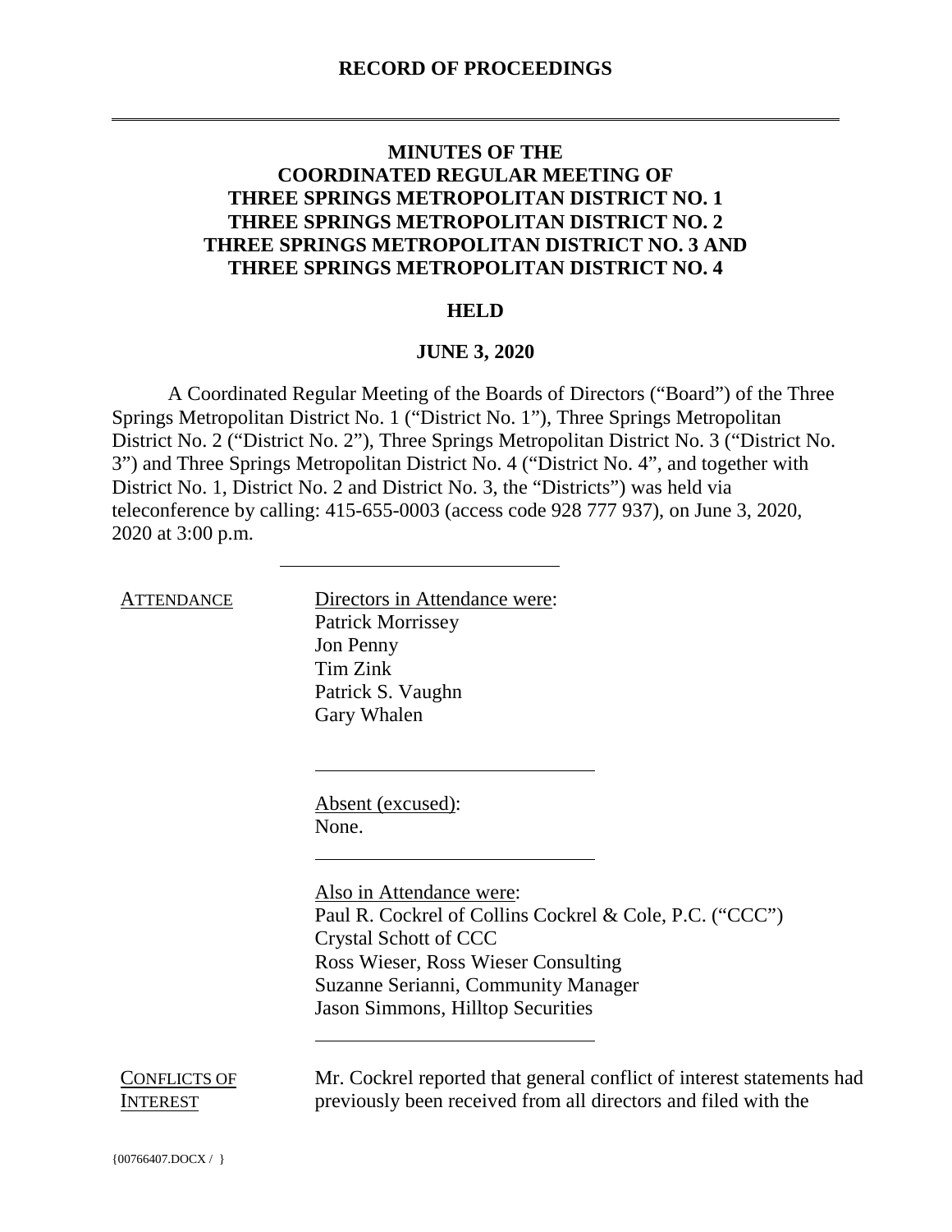# RECORD OF PROCEEDINGS

---

**MINUTES OF THE**
**COORDINATED REGULAR MEETING OF**
**THREE SPRINGS METROPOLITAN DISTRICT NO. 1**
**THREE SPRINGS METROPOLITAN DISTRICT NO. 2**
**THREE SPRINGS METROPOLITAN DISTRICT NO. 3 AND**
**THREE SPRINGS METROPOLITAN DISTRICT NO. 4**

**HELD**

**JUNE 3, 2020**

A Coordinated Regular Meeting of the Boards of Directors ("Board") of the Three Springs Metropolitan District No. 1 ("District No. 1"), Three Springs Metropolitan District No. 2 ("District No. 2"), Three Springs Metropolitan District No. 3 ("District No. 3") and Three Springs Metropolitan District No. 4 ("District No. 4", and together with District No. 1, District No. 2 and District No. 3, the "Districts") was held via teleconference by calling: 415-655-0003 (access code 928 777 937), on June 3, 2020, 2020 at 3:00 p.m.

---

**ATTENDANCE**

Directors in Attendance were:
Patrick Morrissey
Jon Penny
Tim Zink
Patrick S. Vaughn
Gary Whalen

---

Absent (excused):
None.

---

Also in Attendance were:
Paul R. Cockrel of Collins Cockrel & Cole, P.C. ("CCC")
Crystal Schott of CCC
Ross Wieser, Ross Wieser Consulting
Suzanne Serianni, Community Manager
Jason Simmons, Hilltop Securities

---

**CONFLICTS OF INTEREST**

Mr. Cockrel reported that general conflict of interest statements had previously been received from all directors and filed with the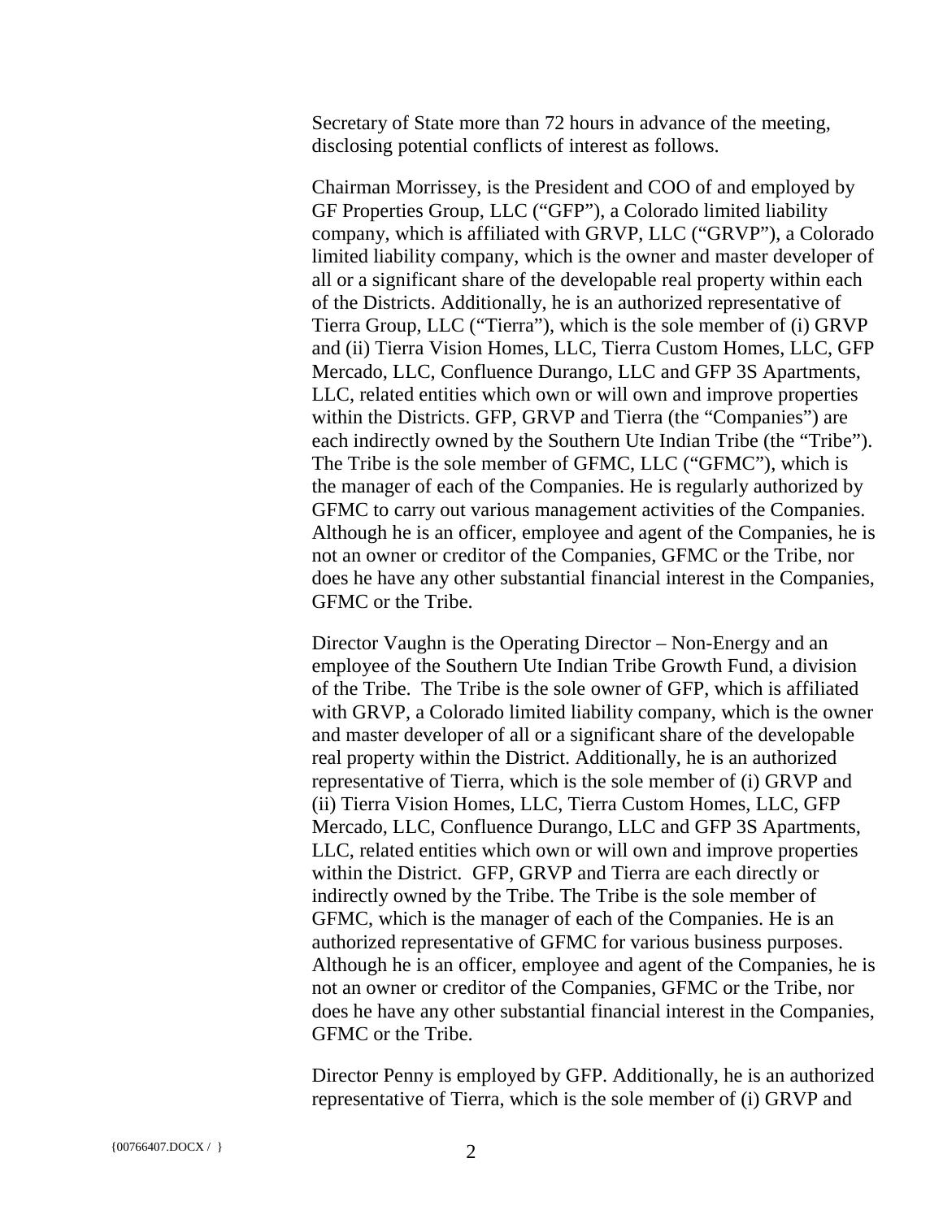Secretary of State more than 72 hours in advance of the meeting, disclosing potential conflicts of interest as follows.

Chairman Morrissey, is the President and COO of and employed by GF Properties Group, LLC ("GFP"), a Colorado limited liability company, which is affiliated with GRVP, LLC ("GRVP"), a Colorado limited liability company, which is the owner and master developer of all or a significant share of the developable real property within each of the Districts. Additionally, he is an authorized representative of Tierra Group, LLC ("Tierra"), which is the sole member of (i) GRVP and (ii) Tierra Vision Homes, LLC, Tierra Custom Homes, LLC, GFP Mercado, LLC, Confluence Durango, LLC and GFP 3S Apartments, LLC, related entities which own or will own and improve properties within the Districts. GFP, GRVP and Tierra (the "Companies") are each indirectly owned by the Southern Ute Indian Tribe (the "Tribe"). The Tribe is the sole member of GFMC, LLC ("GFMC"), which is the manager of each of the Companies. He is regularly authorized by GFMC to carry out various management activities of the Companies. Although he is an officer, employee and agent of the Companies, he is not an owner or creditor of the Companies, GFMC or the Tribe, nor does he have any other substantial financial interest in the Companies, GFMC or the Tribe.

Director Vaughn is the Operating Director – Non-Energy and an employee of the Southern Ute Indian Tribe Growth Fund, a division of the Tribe. The Tribe is the sole owner of GFP, which is affiliated with GRVP, a Colorado limited liability company, which is the owner and master developer of all or a significant share of the developable real property within the District. Additionally, he is an authorized representative of Tierra, which is the sole member of (i) GRVP and (ii) Tierra Vision Homes, LLC, Tierra Custom Homes, LLC, GFP Mercado, LLC, Confluence Durango, LLC and GFP 3S Apartments, LLC, related entities which own or will own and improve properties within the District. GFP, GRVP and Tierra are each directly or indirectly owned by the Tribe. The Tribe is the sole member of GFMC, which is the manager of each of the Companies. He is an authorized representative of GFMC for various business purposes. Although he is an officer, employee and agent of the Companies, he is not an owner or creditor of the Companies, GFMC or the Tribe, nor does he have any other substantial financial interest in the Companies, GFMC or the Tribe.

Director Penny is employed by GFP. Additionally, he is an authorized representative of Tierra, which is the sole member of (i) GRVP and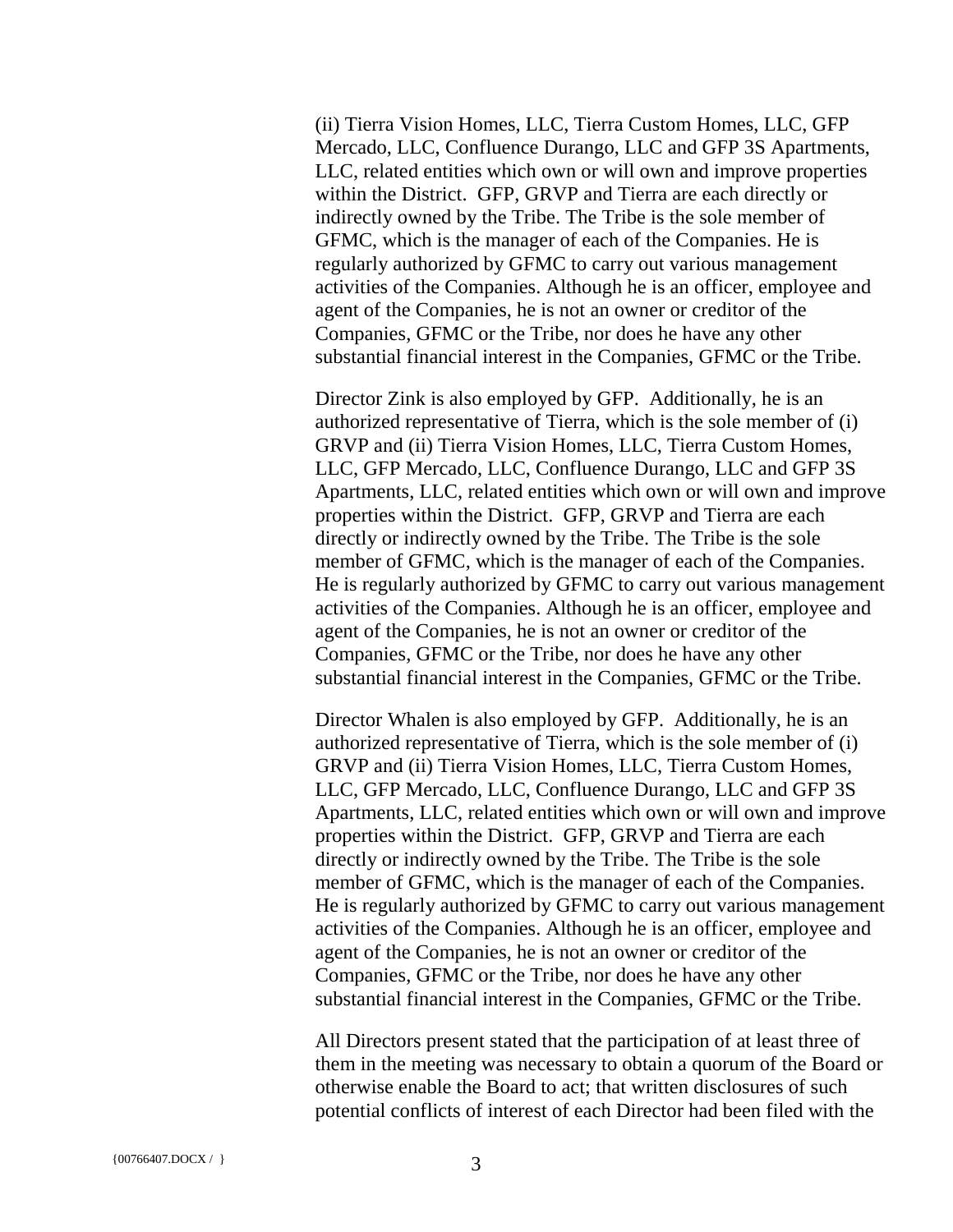(ii) Tierra Vision Homes, LLC, Tierra Custom Homes, LLC, GFP Mercado, LLC, Confluence Durango, LLC and GFP 3S Apartments, LLC, related entities which own or will own and improve properties within the District. GFP, GRVP and Tierra are each directly or indirectly owned by the Tribe. The Tribe is the sole member of GFMC, which is the manager of each of the Companies. He is regularly authorized by GFMC to carry out various management activities of the Companies. Although he is an officer, employee and agent of the Companies, he is not an owner or creditor of the Companies, GFMC or the Tribe, nor does he have any other substantial financial interest in the Companies, GFMC or the Tribe.

Director Zink is also employed by GFP. Additionally, he is an authorized representative of Tierra, which is the sole member of (i) GRVP and (ii) Tierra Vision Homes, LLC, Tierra Custom Homes, LLC, GFP Mercado, LLC, Confluence Durango, LLC and GFP 3S Apartments, LLC, related entities which own or will own and improve properties within the District. GFP, GRVP and Tierra are each directly or indirectly owned by the Tribe. The Tribe is the sole member of GFMC, which is the manager of each of the Companies. He is regularly authorized by GFMC to carry out various management activities of the Companies. Although he is an officer, employee and agent of the Companies, he is not an owner or creditor of the Companies, GFMC or the Tribe, nor does he have any other substantial financial interest in the Companies, GFMC or the Tribe.

Director Whalen is also employed by GFP. Additionally, he is an authorized representative of Tierra, which is the sole member of (i) GRVP and (ii) Tierra Vision Homes, LLC, Tierra Custom Homes, LLC, GFP Mercado, LLC, Confluence Durango, LLC and GFP 3S Apartments, LLC, related entities which own or will own and improve properties within the District. GFP, GRVP and Tierra are each directly or indirectly owned by the Tribe. The Tribe is the sole member of GFMC, which is the manager of each of the Companies. He is regularly authorized by GFMC to carry out various management activities of the Companies. Although he is an officer, employee and agent of the Companies, he is not an owner or creditor of the Companies, GFMC or the Tribe, nor does he have any other substantial financial interest in the Companies, GFMC or the Tribe.

All Directors present stated that the participation of at least three of them in the meeting was necessary to obtain a quorum of the Board or otherwise enable the Board to act; that written disclosures of such potential conflicts of interest of each Director had been filed with the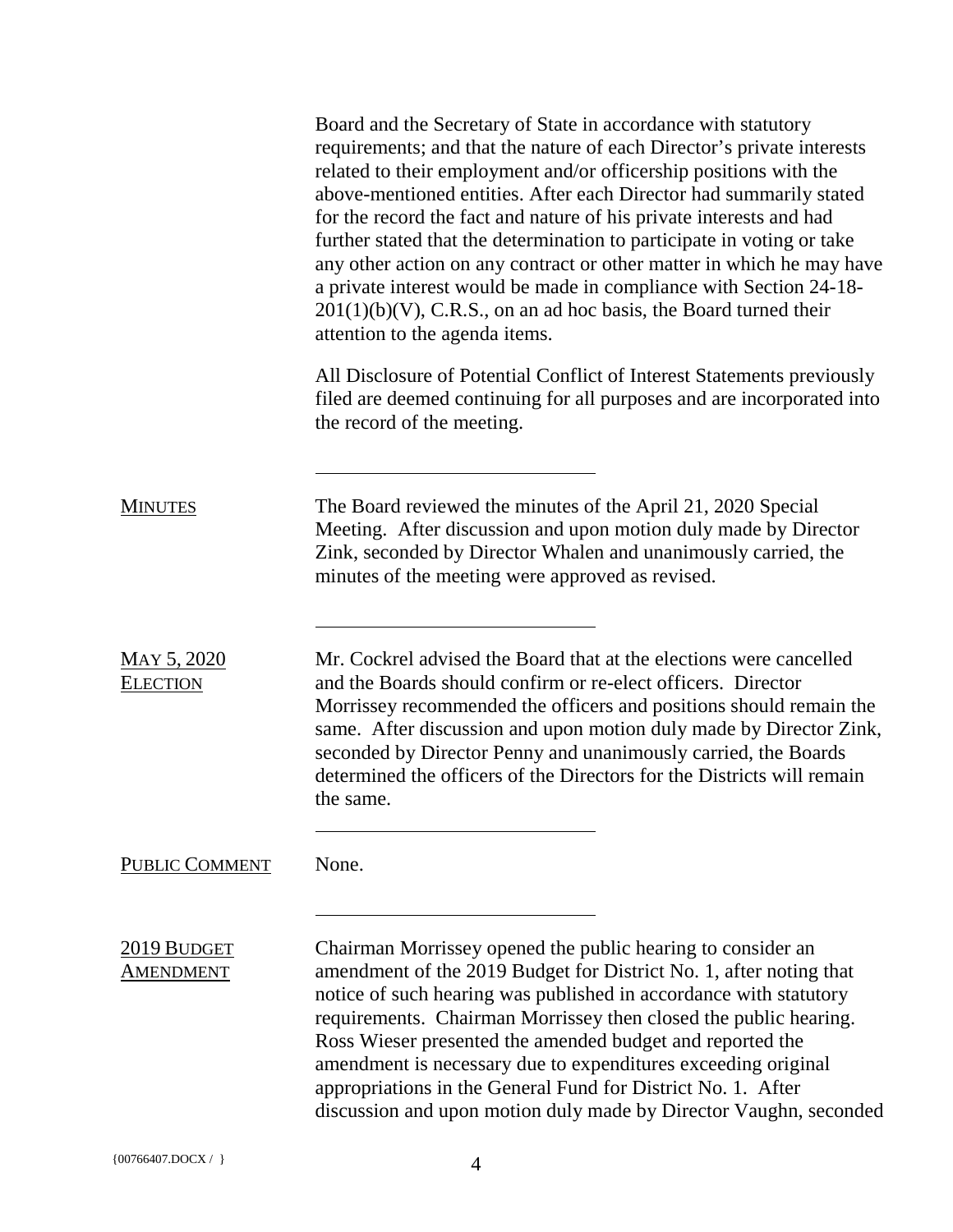Board and the Secretary of State in accordance with statutory requirements; and that the nature of each Director's private interests related to their employment and/or officership positions with the above-mentioned entities. After each Director had summarily stated for the record the fact and nature of his private interests and had further stated that the determination to participate in voting or take any other action on any contract or other matter in which he may have a private interest would be made in compliance with Section 24-18-201(1)(b)(V), C.R.S., on an ad hoc basis, the Board turned their attention to the agenda items.

All Disclosure of Potential Conflict of Interest Statements previously filed are deemed continuing for all purposes and are incorporated into the record of the meeting.

---

**MINUTES**

The Board reviewed the minutes of the April 21, 2020 Special Meeting. After discussion and upon motion duly made by Director Zink, seconded by Director Whalen and unanimously carried, the minutes of the meeting were approved as revised.

---

**MAY 5, 2020 ELECTION**

Mr. Cockrel advised the Board that at the elections were cancelled and the Boards should confirm or re-elect officers. Director Morrissey recommended the officers and positions should remain the same. After discussion and upon motion duly made by Director Zink, seconded by Director Penny and unanimously carried, the Boards determined the officers of the Directors for the Districts will remain the same.

---

**PUBLIC COMMENT**

None.

---

**2019 BUDGET AMENDMENT**

Chairman Morrissey opened the public hearing to consider an amendment of the 2019 Budget for District No. 1, after noting that notice of such hearing was published in accordance with statutory requirements. Chairman Morrissey then closed the public hearing. Ross Wieser presented the amended budget and reported the amendment is necessary due to expenditures exceeding original appropriations in the General Fund for District No. 1. After discussion and upon motion duly made by Director Vaughn, seconded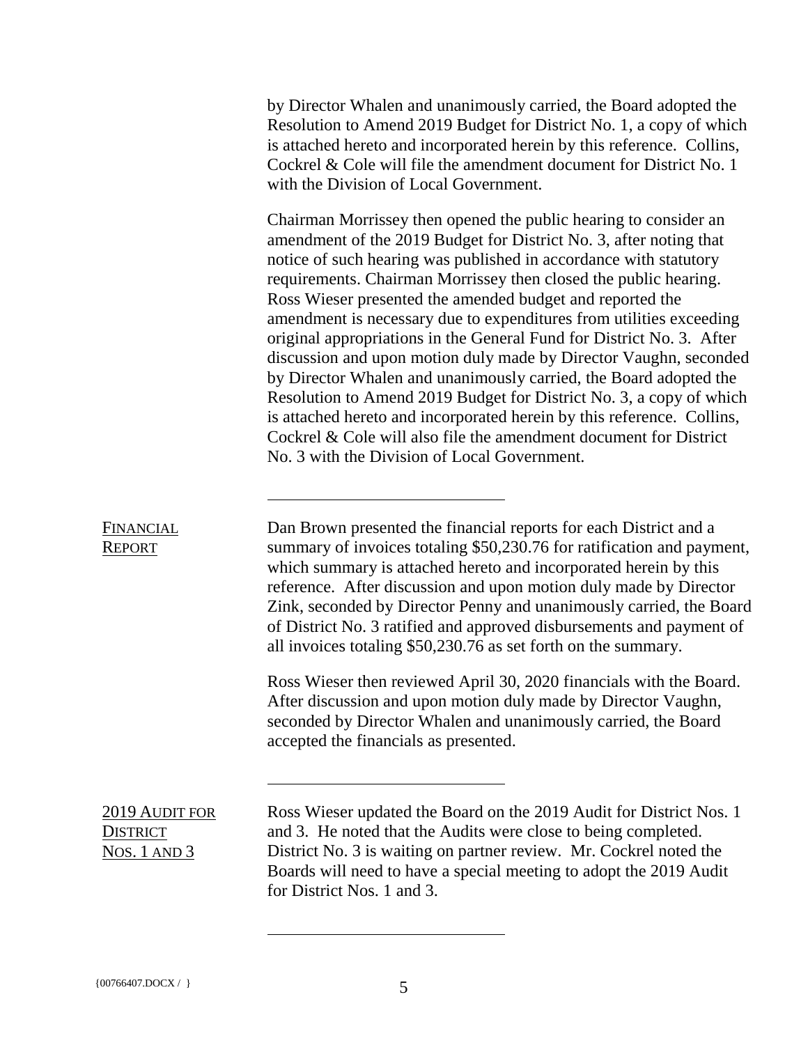by Director Whalen and unanimously carried, the Board adopted the Resolution to Amend 2019 Budget for District No. 1, a copy of which is attached hereto and incorporated herein by this reference. Collins, Cockrel & Cole will file the amendment document for District No. 1 with the Division of Local Government.

Chairman Morrissey then opened the public hearing to consider an amendment of the 2019 Budget for District No. 3, after noting that notice of such hearing was published in accordance with statutory requirements. Chairman Morrissey then closed the public hearing. Ross Wieser presented the amended budget and reported the amendment is necessary due to expenditures from utilities exceeding original appropriations in the General Fund for District No. 3. After discussion and upon motion duly made by Director Vaughn, seconded by Director Whalen and unanimously carried, the Board adopted the Resolution to Amend 2019 Budget for District No. 3, a copy of which is attached hereto and incorporated herein by this reference. Collins, Cockrel & Cole will also file the amendment document for District No. 3 with the Division of Local Government.

---

**FINANCIAL REPORT**

Dan Brown presented the financial reports for each District and a summary of invoices totaling $50,230.76 for ratification and payment, which summary is attached hereto and incorporated herein by this reference. After discussion and upon motion duly made by Director Zink, seconded by Director Penny and unanimously carried, the Board of District No. 3 ratified and approved disbursements and payment of all invoices totaling $50,230.76 as set forth on the summary.

Ross Wieser then reviewed April 30, 2020 financials with the Board. After discussion and upon motion duly made by Director Vaughn, seconded by Director Whalen and unanimously carried, the Board accepted the financials as presented.

---

**2019 AUDIT FOR DISTRICT NOS. 1 AND 3**

Ross Wieser updated the Board on the 2019 Audit for District Nos. 1 and 3. He noted that the Audits were close to being completed. District No. 3 is waiting on partner review. Mr. Cockrel noted the Boards will need to have a special meeting to adopt the 2019 Audit for District Nos. 1 and 3.

---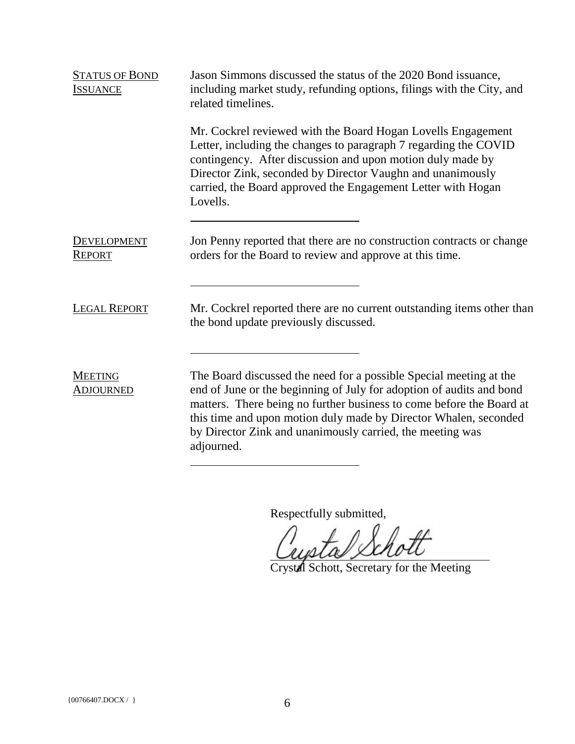**STATUS OF BOND ISSUANCE**

Jason Simmons discussed the status of the 2020 Bond issuance, including market study, refunding options, filings with the City, and related timelines.

Mr. Cockrel reviewed with the Board Hogan Lovells Engagement Letter, including the changes to paragraph 7 regarding the COVID contingency. After discussion and upon motion duly made by Director Zink, seconded by Director Vaughn and unanimously carried, the Board approved the Engagement Letter with Hogan Lovells.

---

**DEVELOPMENT REPORT**

Jon Penny reported that there are no construction contracts or change orders for the Board to review and approve at this time.

---

**LEGAL REPORT**

Mr. Cockrel reported there are no current outstanding items other than the bond update previously discussed.

---

**MEETING ADJOURNED**

The Board discussed the need for a possible Special meeting at the end of June or the beginning of July for adoption of audits and bond matters. There being no further business to come before the Board at this time and upon motion duly made by Director Whalen, seconded by Director Zink and unanimously carried, the meeting was adjourned.

---

Respectfully submitted,

Crystal Schott

Crystal Schott, Secretary for the Meeting

{00766407.DOCX / }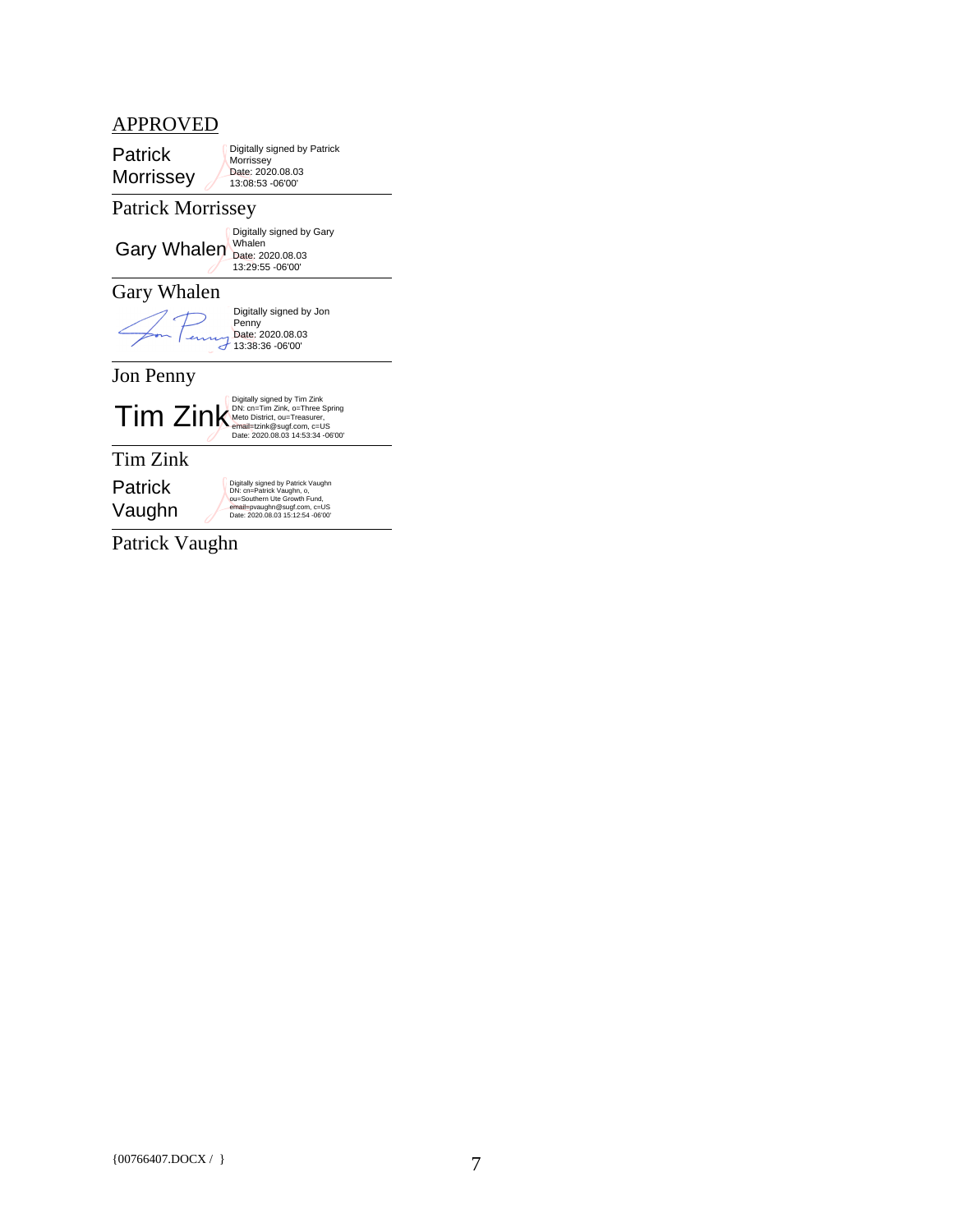APPROVED

Patrick Morrissey — Digitally signed by Patrick Morrissey
Date: 2020.08.03 13:08:53 -06'00'

Patrick Morrissey

Gary Whalen — Digitally signed by Gary Whalen
Date: 2020.08.03 13:29:55 -06'00'

Gary Whalen

Digitally signed by Jon Penny
Date: 2020.08.03 13:38:36 -06'00'

Jon Penny

Tim Zink — Digitally signed by Tim Zink
DN: cn=Tim Zink, o=Three Spring Meto District, ou=Treasurer, email=tzink@sugf.com, c=US
Date: 2020.08.03 14:53:34 -06'00'

Tim Zink

Patrick Vaughn — Digitally signed by Patrick Vaughn
DN: cn=Patrick Vaughn, o, ou=Southern Ute Growth Fund, email=pvaughn@sugf.com, c=US
Date: 2020.08.03 15:12:54 -06'00'

Patrick Vaughn

{00766407.DOCX / }